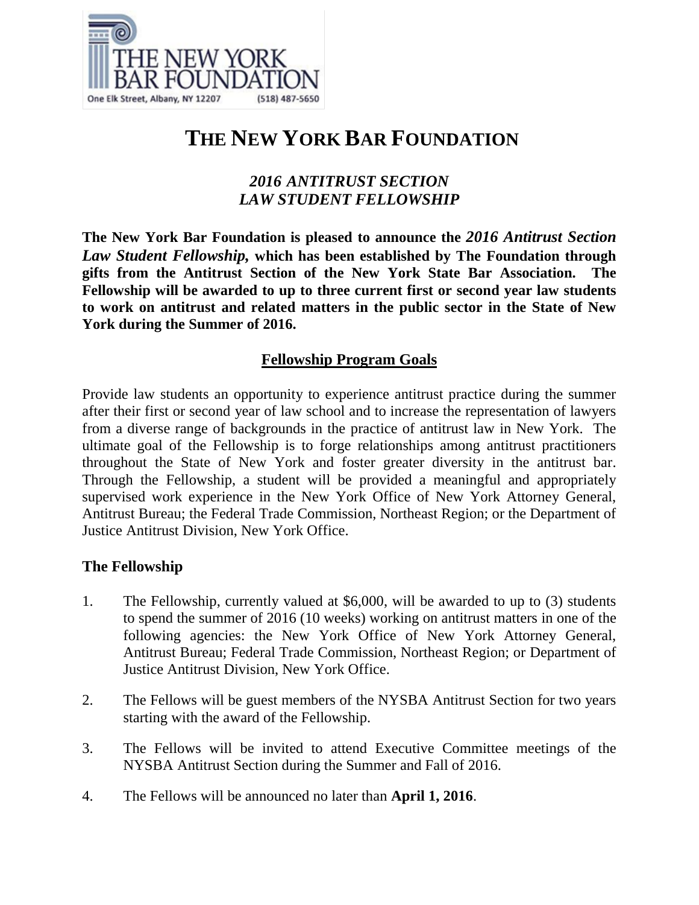THE NEW YORK BAR FOUNDATION

One Elk Street, Albany, NY 12207 (518) 487-5650

# THE NEW YORK BAR FOUNDATION

## *2016 ANTITRUST SECTION LAW STUDENT FELLOWSHIP*

**The New York Bar Foundation is pleased to announce the *2016 Antitrust Section Law Student Fellowship,* which has been established by The Foundation through gifts from the Antitrust Section of the New York State Bar Association. The Fellowship will be awarded to up to three current first or second year law students to work on antitrust and related matters in the public sector in the State of New York during the Summer of 2016.**

## Fellowship Program Goals

Provide law students an opportunity to experience antitrust practice during the summer after their first or second year of law school and to increase the representation of lawyers from a diverse range of backgrounds in the practice of antitrust law in New York. The ultimate goal of the Fellowship is to forge relationships among antitrust practitioners throughout the State of New York and foster greater diversity in the antitrust bar. Through the Fellowship, a student will be provided a meaningful and appropriately supervised work experience in the New York Office of New York Attorney General, Antitrust Bureau; the Federal Trade Commission, Northeast Region; or the Department of Justice Antitrust Division, New York Office.

### The Fellowship

1. The Fellowship, currently valued at $6,000, will be awarded to up to (3) students to spend the summer of 2016 (10 weeks) working on antitrust matters in one of the following agencies: the New York Office of New York Attorney General, Antitrust Bureau; Federal Trade Commission, Northeast Region; or Department of Justice Antitrust Division, New York Office.

2. The Fellows will be guest members of the NYSBA Antitrust Section for two years starting with the award of the Fellowship.

3. The Fellows will be invited to attend Executive Committee meetings of the NYSBA Antitrust Section during the Summer and Fall of 2016.

4. The Fellows will be announced no later than **April 1, 2016**.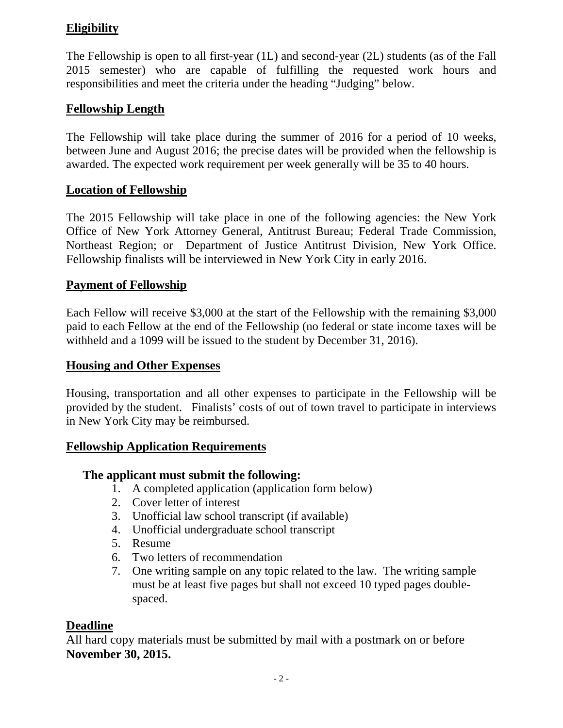## Eligibility

The Fellowship is open to all first-year (1L) and second-year (2L) students (as of the Fall 2015 semester) who are capable of fulfilling the requested work hours and responsibilities and meet the criteria under the heading "Judging" below.

## Fellowship Length

The Fellowship will take place during the summer of 2016 for a period of 10 weeks, between June and August 2016; the precise dates will be provided when the fellowship is awarded. The expected work requirement per week generally will be 35 to 40 hours.

## Location of Fellowship

The 2015 Fellowship will take place in one of the following agencies: the New York Office of New York Attorney General, Antitrust Bureau; Federal Trade Commission, Northeast Region; or Department of Justice Antitrust Division, New York Office. Fellowship finalists will be interviewed in New York City in early 2016.

## Payment of Fellowship

Each Fellow will receive $3,000 at the start of the Fellowship with the remaining $3,000 paid to each Fellow at the end of the Fellowship (no federal or state income taxes will be withheld and a 1099 will be issued to the student by December 31, 2016).

## Housing and Other Expenses

Housing, transportation and all other expenses to participate in the Fellowship will be provided by the student. Finalists' costs of out of town travel to participate in interviews in New York City may be reimbursed.

## Fellowship Application Requirements

**The applicant must submit the following:**

1. A completed application (application form below)
2. Cover letter of interest
3. Unofficial law school transcript (if available)
4. Unofficial undergraduate school transcript
5. Resume
6. Two letters of recommendation
7. One writing sample on any topic related to the law. The writing sample must be at least five pages but shall not exceed 10 typed pages double-spaced.

## Deadline

All hard copy materials must be submitted by mail with a postmark on or before **November 30, 2015.**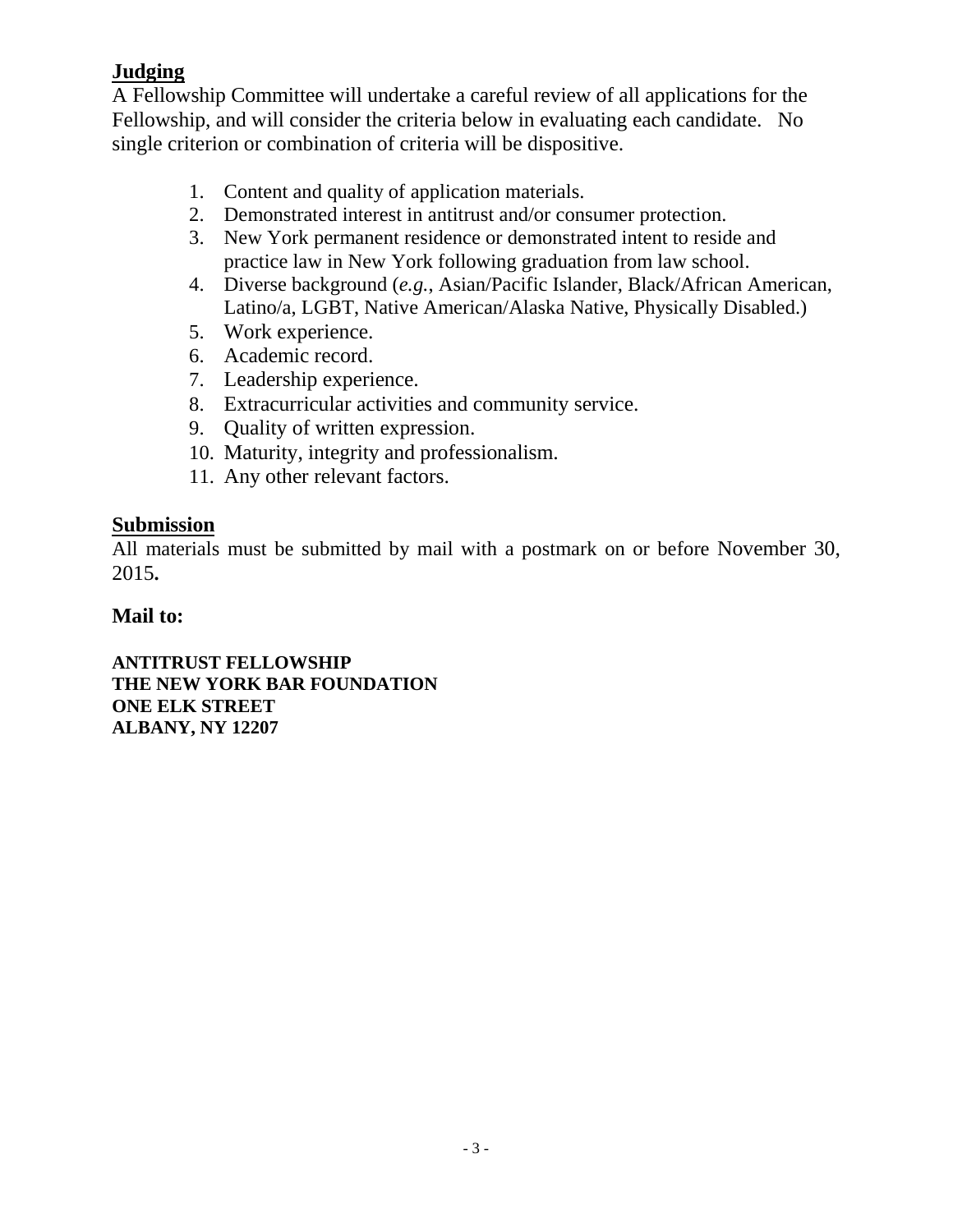## Judging

A Fellowship Committee will undertake a careful review of all applications for the Fellowship, and will consider the criteria below in evaluating each candidate. No single criterion or combination of criteria will be dispositive.

1. Content and quality of application materials.
2. Demonstrated interest in antitrust and/or consumer protection.
3. New York permanent residence or demonstrated intent to reside and practice law in New York following graduation from law school.
4. Diverse background (*e.g.*, Asian/Pacific Islander, Black/African American, Latino/a, LGBT, Native American/Alaska Native, Physically Disabled.)
5. Work experience.
6. Academic record.
7. Leadership experience.
8. Extracurricular activities and community service.
9. Quality of written expression.
10. Maturity, integrity and professionalism.
11. Any other relevant factors.

## Submission

All materials must be submitted by mail with a postmark on or before November 30, 2015**.**

**Mail to:**

**ANTITRUST FELLOWSHIP**
**THE NEW YORK BAR FOUNDATION**
**ONE ELK STREET**
**ALBANY, NY 12207**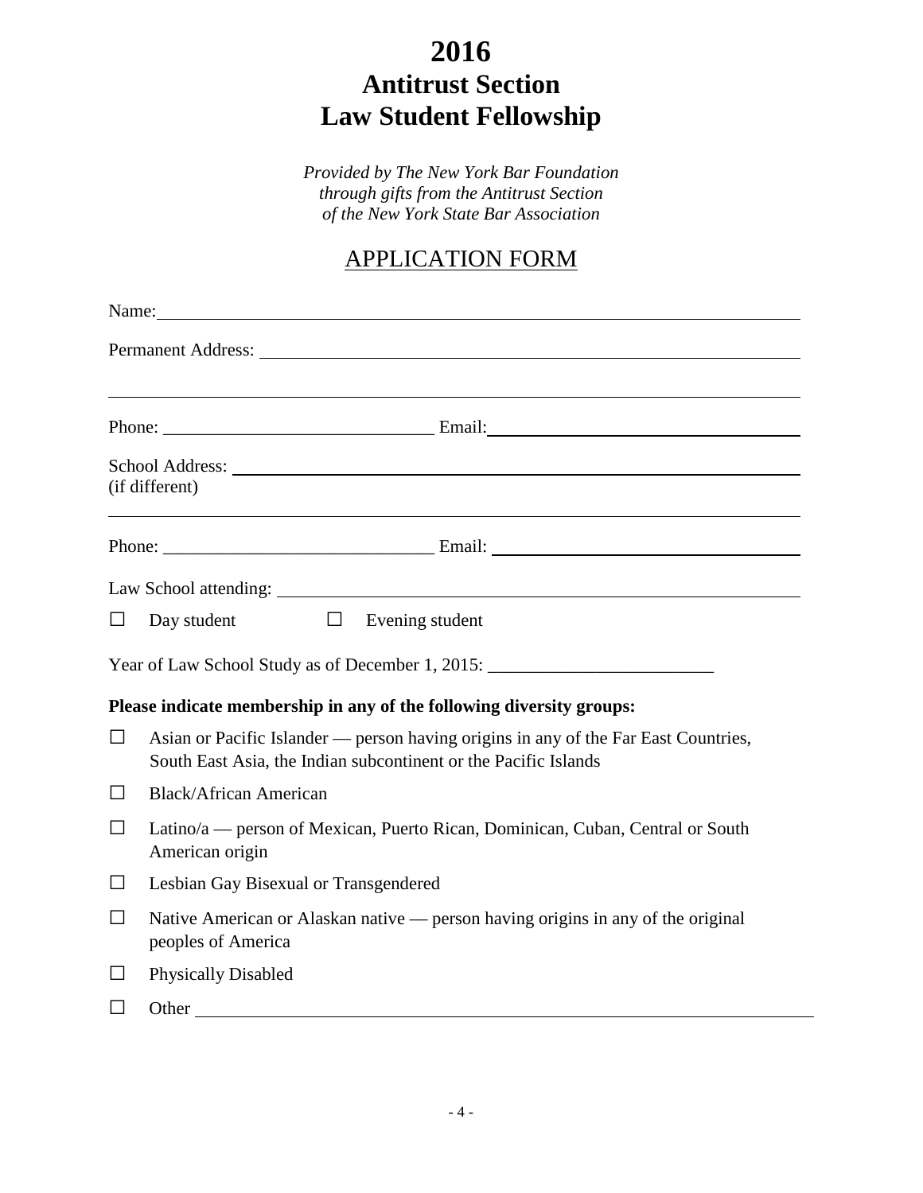# 2016
# Antitrust Section
# Law Student Fellowship

*Provided by The New York Bar Foundation*
*through gifts from the Antitrust Section*
*of the New York State Bar Association*

## APPLICATION FORM

Name: ____________________________________________

Permanent Address: ____________________________________________

____________________________________________

Phone: ______________________________ Email: ______________________________

School Address: ____________________________________________
(if different)

____________________________________________

Phone: ______________________________ Email: ______________________________

Law School attending: ____________________________________________

☐ Day student ☐ Evening student

Year of Law School Study as of December 1, 2015: _________________________

**Please indicate membership in any of the following diversity groups:**

☐ Asian or Pacific Islander — person having origins in any of the Far East Countries, South East Asia, the Indian subcontinent or the Pacific Islands

☐ Black/African American

☐ Latino/a — person of Mexican, Puerto Rican, Dominican, Cuban, Central or South American origin

☐ Lesbian Gay Bisexual or Transgendered

☐ Native American or Alaskan native — person having origins in any of the original peoples of America

☐ Physically Disabled

☐ Other ____________________________________________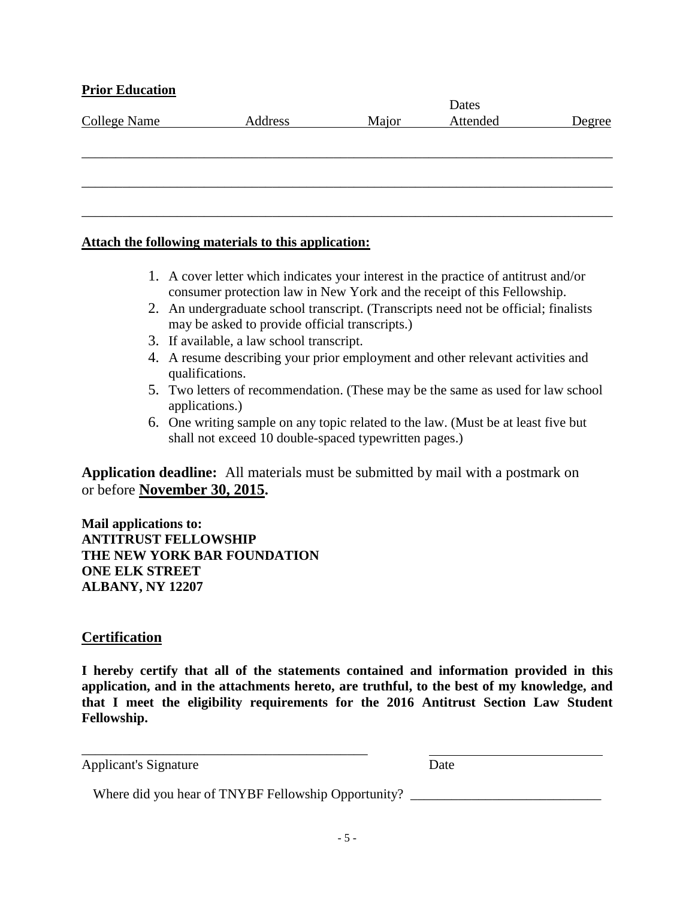**Prior Education**

| College Name | Address | Major | Dates Attended | Degree |
|---|---|---|---|---|
| | | | | |
| | | | | |
| | | | | |

**Attach the following materials to this application:**

1. A cover letter which indicates your interest in the practice of antitrust and/or consumer protection law in New York and the receipt of this Fellowship.
2. An undergraduate school transcript. (Transcripts need not be official; finalists may be asked to provide official transcripts.)
3. If available, a law school transcript.
4. A resume describing your prior employment and other relevant activities and qualifications.
5. Two letters of recommendation. (These may be the same as used for law school applications.)
6. One writing sample on any topic related to the law. (Must be at least five but shall not exceed 10 double-spaced typewritten pages.)

**Application deadline:** All materials must be submitted by mail with a postmark on or before **November 30, 2015.**

**Mail applications to:**
**ANTITRUST FELLOWSHIP**
**THE NEW YORK BAR FOUNDATION**
**ONE ELK STREET**
**ALBANY, NY 12207**

## Certification

**I hereby certify that all of the statements contained and information provided in this application, and in the attachments hereto, are truthful, to the best of my knowledge, and that I meet the eligibility requirements for the 2016 Antitrust Section Law Student Fellowship.**

_____________________________________________ ___________________________

Applicant's Signature Date

Where did you hear of TNYBF Fellowship Opportunity? ____________________________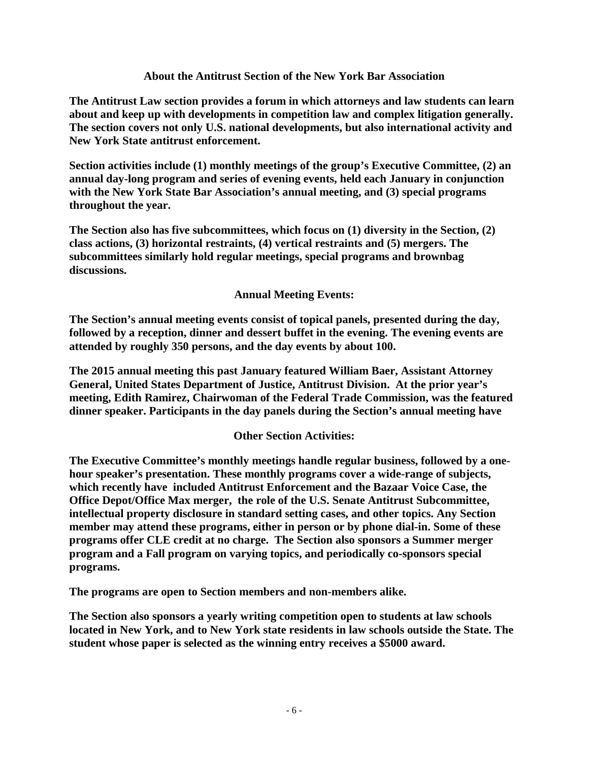## About the Antitrust Section of the New York Bar Association

**The Antitrust Law section provides a forum in which attorneys and law students can learn about and keep up with developments in competition law and complex litigation generally. The section covers not only U.S. national developments, but also international activity and New York State antitrust enforcement.**

**Section activities include (1) monthly meetings of the group's Executive Committee, (2) an annual day-long program and series of evening events, held each January in conjunction with the New York State Bar Association's annual meeting, and (3) special programs throughout the year.**

**The Section also has five subcommittees, which focus on (1) diversity in the Section, (2) class actions, (3) horizontal restraints, (4) vertical restraints and (5) mergers. The subcommittees similarly hold regular meetings, special programs and brownbag discussions.**

### Annual Meeting Events:

**The Section's annual meeting events consist of topical panels, presented during the day, followed by a reception, dinner and dessert buffet in the evening. The evening events are attended by roughly 350 persons, and the day events by about 100.**

**The 2015 annual meeting this past January featured William Baer, Assistant Attorney General, United States Department of Justice, Antitrust Division. At the prior year's meeting, Edith Ramirez, Chairwoman of the Federal Trade Commission, was the featured dinner speaker. Participants in the day panels during the Section's annual meeting have**

### Other Section Activities:

**The Executive Committee's monthly meetings handle regular business, followed by a one-hour speaker's presentation. These monthly programs cover a wide-range of subjects, which recently have included Antitrust Enforcement and the Bazaar Voice Case, the Office Depot/Office Max merger, the role of the U.S. Senate Antitrust Subcommittee, intellectual property disclosure in standard setting cases, and other topics. Any Section member may attend these programs, either in person or by phone dial-in. Some of these programs offer CLE credit at no charge. The Section also sponsors a Summer merger program and a Fall program on varying topics, and periodically co-sponsors special programs.**

**The programs are open to Section members and non-members alike.**

**The Section also sponsors a yearly writing competition open to students at law schools located in New York, and to New York state residents in law schools outside the State. The student whose paper is selected as the winning entry receives a $5000 award.**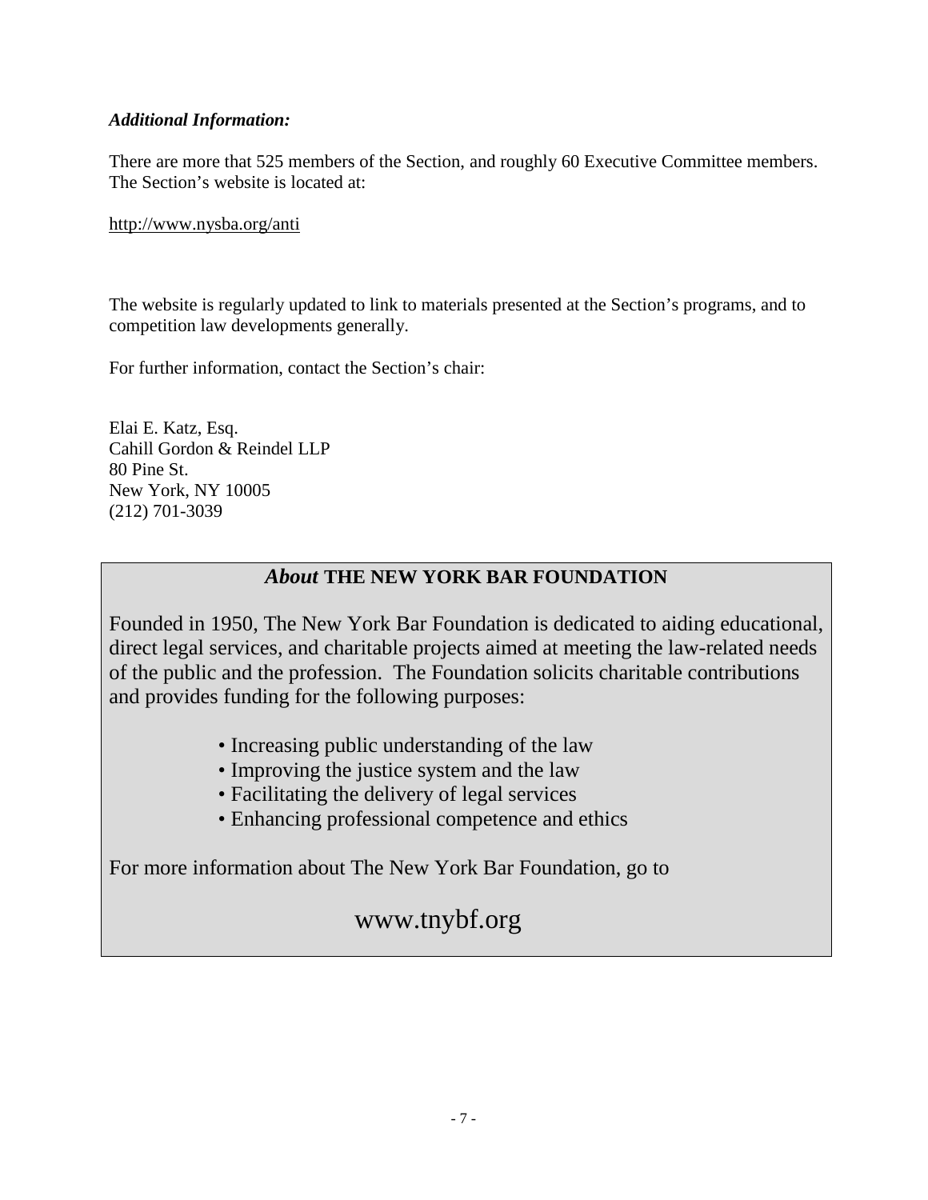***Additional Information:***

There are more that 525 members of the Section, and roughly 60 Executive Committee members. The Section's website is located at:

http://www.nysba.org/anti

The website is regularly updated to link to materials presented at the Section's programs, and to competition law developments generally.

For further information, contact the Section's chair:

Elai E. Katz, Esq.
Cahill Gordon & Reindel LLP
80 Pine St.
New York, NY 10005
(212) 701-3039

## *About* THE NEW YORK BAR FOUNDATION

Founded in 1950, The New York Bar Foundation is dedicated to aiding educational, direct legal services, and charitable projects aimed at meeting the law-related needs of the public and the profession. The Foundation solicits charitable contributions and provides funding for the following purposes:

- Increasing public understanding of the law
- Improving the justice system and the law
- Facilitating the delivery of legal services
- Enhancing professional competence and ethics

For more information about The New York Bar Foundation, go to

www.tnybf.org